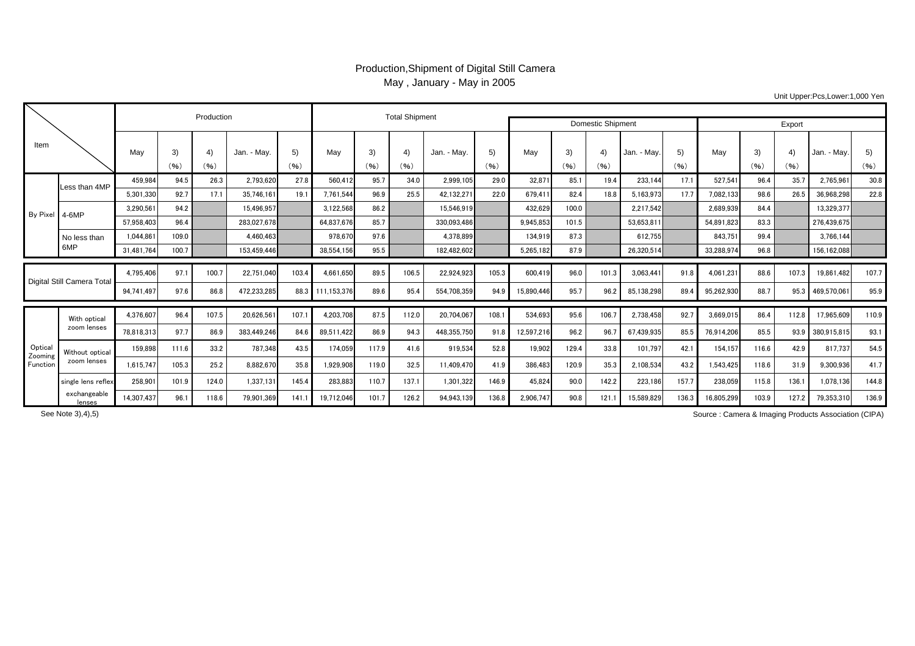# Production,Shipment of Digital Still Camera

May , January - May in 2005

Unit Upper:Pcs,Lower:1,000 Yen

| Item | | Production | | | | | Total Shipment | | | | | Domestic Shipment | | | | | Export | | | | |
|---|---|---|---|---|---|---|---|---|---|---|---|---|---|---|---|---|---|---|---|---|---|
| | | May | 3) (%) | 4) (%) | Jan. - May. | 5) (%) | May | 3) (%) | 4) (%) | Jan. - May. | 5) (%) | May | 3) (%) | 4) (%) | Jan. - May. | 5) (%) | May | 3) (%) | 4) (%) | Jan. - May. | 5) (%) |
| By Pixel | Less than 4MP | 459,984 | 94.5 | 26.3 | 2,793,620 | 27.8 | 560,412 | 95.7 | 34.0 | 2,999,105 | 29.0 | 32,871 | 85.1 | 19.4 | 233,144 | 17.1 | 527,541 | 96.4 | 35.7 | 2,765,961 | 30.8 |
| | | 5,301,330 | 92.7 | 17.1 | 35,746,161 | 19.1 | 7,761,544 | 96.9 | 25.5 | 42,132,271 | 22.0 | 679,411 | 82.4 | 18.8 | 5,163,973 | 17.7 | 7,082,133 | 98.6 | 26.5 | 36,968,298 | 22.8 |
| | 4-6MP | 3,290,561 | 94.2 | | 15,496,957 | | 3,122,568 | 86.2 | | 15,546,919 | | 432,629 | 100.0 | | 2,217,542 | | 2,689,939 | 84.4 | | 13,329,377 | |
| | | 57,958,403 | 96.4 | | 283,027,678 | | 64,837,676 | 85.7 | | 330,093,486 | | 9,945,853 | 101.5 | | 53,653,811 | | 54,891,823 | 83.3 | | 276,439,675 | |
| | No less than 6MP | 1,044,861 | 109.0 | | 4,460,463 | | 978,670 | 97.6 | | 4,378,899 | | 134,919 | 87.3 | | 612,755 | | 843,751 | 99.4 | | 3,766,144 | |
| | | 31,481,764 | 100.7 | | 153,459,446 | | 38,554,156 | 95.5 | | 182,482,602 | | 5,265,182 | 87.9 | | 26,320,514 | | 33,288,974 | 96.8 | | 156,162,088 | |
| Digital Still Camera Total | | 4,795,406 | 97.1 | 100.7 | 22,751,040 | 103.4 | 4,661,650 | 89.5 | 106.5 | 22,924,923 | 105.3 | 600,419 | 96.0 | 101.3 | 3,063,441 | 91.8 | 4,061,231 | 88.6 | 107.3 | 19,861,482 | 107.7 |
| | | 94,741,497 | 97.6 | 86.8 | 472,233,285 | 88.3 | 111,153,376 | 89.6 | 95.4 | 554,708,359 | 94.9 | 15,890,446 | 95.7 | 96.2 | 85,138,298 | 89.4 | 95,262,930 | 88.7 | 95.3 | 469,570,061 | 95.9 |
| Optical Zooming Function | With optical zoom lenses | 4,376,607 | 96.4 | 107.5 | 20,626,561 | 107.1 | 4,203,708 | 87.5 | 112.0 | 20,704,067 | 108.1 | 534,693 | 95.6 | 106.7 | 2,738,458 | 92.7 | 3,669,015 | 86.4 | 112.8 | 17,965,609 | 110.9 |
| | | 78,818,313 | 97.7 | 86.9 | 383,449,246 | 84.6 | 89,511,422 | 86.9 | 94.3 | 448,355,750 | 91.8 | 12,597,216 | 96.2 | 96.7 | 67,439,935 | 85.5 | 76,914,206 | 85.5 | 93.9 | 380,915,815 | 93.1 |
| | Without optical zoom lenses | 159,898 | 111.6 | 33.2 | 787,348 | 43.5 | 174,059 | 117.9 | 41.6 | 919,534 | 52.8 | 19,902 | 129.4 | 33.8 | 101,797 | 42.1 | 154,157 | 116.6 | 42.9 | 817,737 | 54.5 |
| | | 1,615,747 | 105.3 | 25.2 | 8,882,670 | 35.8 | 1,929,908 | 119.0 | 32.5 | 11,409,470 | 41.9 | 386,483 | 120.9 | 35.3 | 2,108,534 | 43.2 | 1,543,425 | 118.6 | 31.9 | 9,300,936 | 41.7 |
| | single lens reflex | 258,901 | 101.9 | 124.0 | 1,337,131 | 145.4 | 283,883 | 110.7 | 137.1 | 1,301,322 | 146.9 | 45,824 | 90.0 | 142.2 | 223,186 | 157.7 | 238,059 | 115.8 | 136.1 | 1,078,136 | 144.8 |
| | exchangeable lenses | 14,307,437 | 96.1 | 118.6 | 79,901,369 | 141.1 | 19,712,046 | 101.7 | 126.2 | 94,943,139 | 136.8 | 2,906,747 | 90.8 | 121.1 | 15,589,829 | 136.3 | 16,805,299 | 103.9 | 127.2 | 79,353,310 | 136.9 |

See Note 3),4),5)

Source : Camera & Imaging Products Association (CIPA)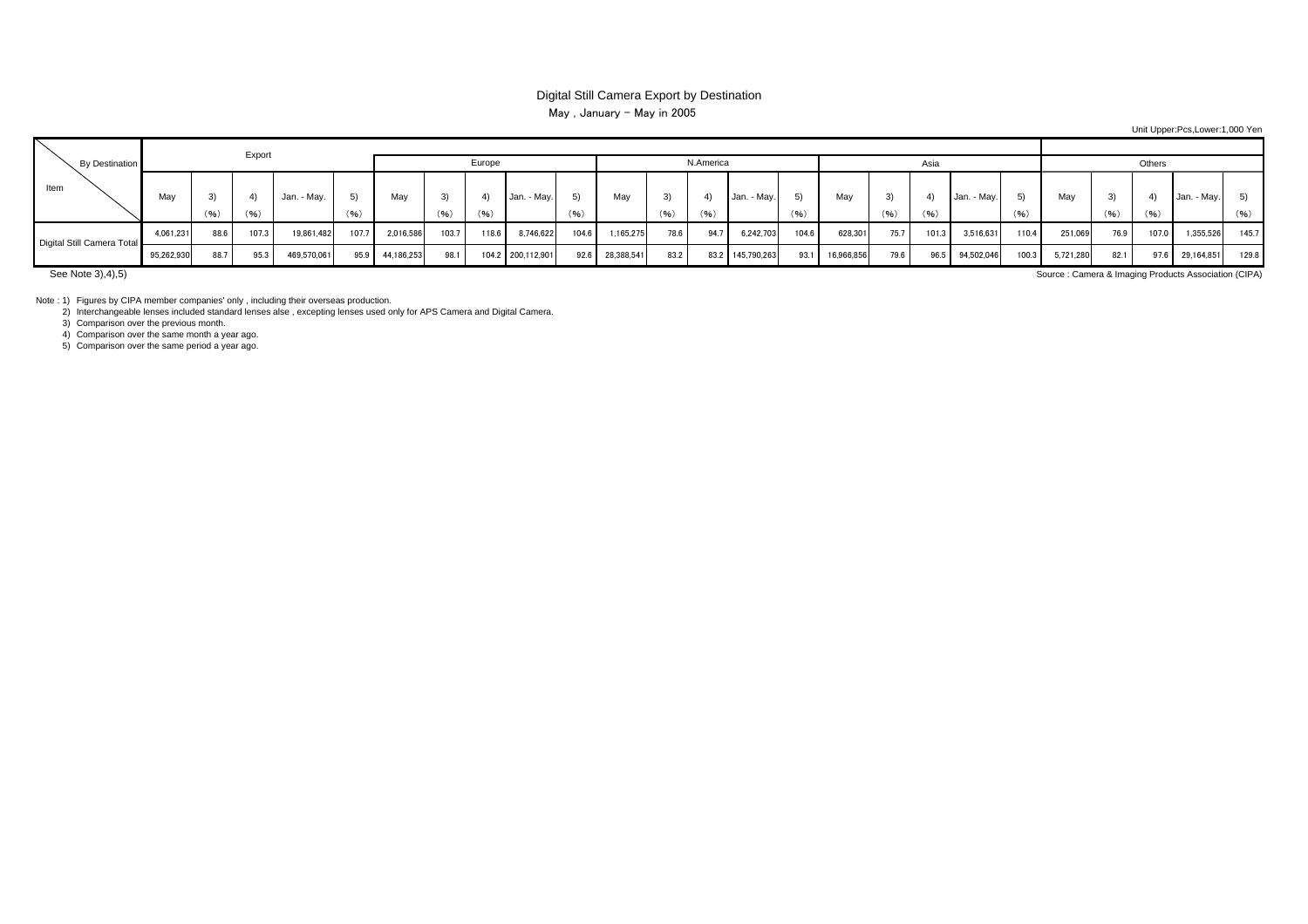# Digital Still Camera Export by Destination

May , January - May in 2005

Unit Upper:Pcs,Lower:1,000 Yen

| By Destination / Item | Export | | | | | Europe | | | | | N.America | | | | | Asia | | | | | Others | | | | |
|---|---|---|---|---|---|---|---|---|---|---|---|---|---|---|---|---|---|---|---|---|---|---|---|---|---|
| | May | 3) (%) | 4) (%) | Jan. - May. | 5) (%) | May | 3) (%) | 4) (%) | Jan. - May. | 5) (%) | May | 3) (%) | 4) (%) | Jan. - May. | 5) (%) | May | 3) (%) | 4) (%) | Jan. - May. | 5) (%) | May | 3) (%) | 4) (%) | Jan. - May. | 5) (%) |
| Digital Still Camera Total | 4,061,231 | 88.6 | 107.3 | 19,861,482 | 107.7 | 2,016,586 | 103.7 | 118.6 | 8,746,622 | 104.6 | 1,165,275 | 78.6 | 94.7 | 6,242,703 | 104.6 | 628,301 | 75.7 | 101.3 | 3,516,631 | 110.4 | 251,069 | 76.9 | 107.0 | 1,355,526 | 145.7 |
| | 95,262,930 | 88.7 | 95.3 | 469,570,061 | 95.9 | 44,186,253 | 98.1 | 104.2 | 200,112,901 | 92.6 | 28,388,541 | 83.2 | 83.2 | 145,790,263 | 93.1 | 16,966,856 | 79.6 | 96.5 | 94,502,046 | 100.3 | 5,721,280 | 82.1 | 97.6 | 29,164,851 | 129.8 |

See Note 3),4),5)

Source : Camera & Imaging Products Association (CIPA)

Note : 1) Figures by CIPA member companies' only , including their overseas production.

2) Interchangeable lenses included standard lenses alse , excepting lenses used only for APS Camera and Digital Camera.

3) Comparison over the previous month.

4) Comparison over the same month a year ago.

5) Comparison over the same period a year ago.